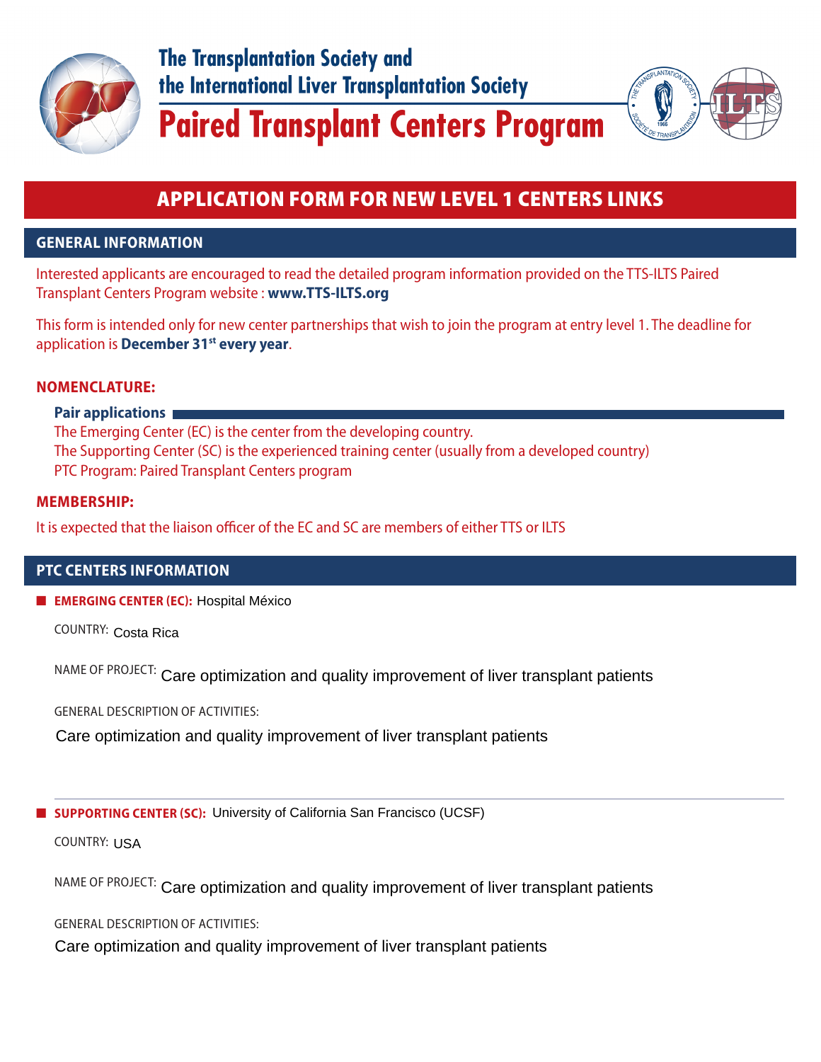# The Transplantation Society and the International Liver Transplantation Society

# Paired Transplant Centers Program

## APPLICATION FORM FOR NEW LEVEL 1 CENTERS LINKS

## GENERAL INFORMATION

Interested applicants are encouraged to read the detailed program information provided on the TTS-ILTS Paired Transplant Centers Program website : **www.TTS-ILTS.org**

This form is intended only for new center partnerships that wish to join the program at entry level 1. The deadline for application is **December 31st every year**.

### NOMENCLATURE:

**Pair applications**

The Emerging Center (EC) is the center from the developing country.
The Supporting Center (SC) is the experienced training center (usually from a developed country)
PTC Program: Paired Transplant Centers program

### MEMBERSHIP:

It is expected that the liaison officer of the EC and SC are members of either TTS or ILTS

## PTC CENTERS INFORMATION

**EMERGING CENTER (EC):** Hospital México

COUNTRY: Costa Rica

NAME OF PROJECT: Care optimization and quality improvement of liver transplant patients

GENERAL DESCRIPTION OF ACTIVITIES:

Care optimization and quality improvement of liver transplant patients

---

**SUPPORTING CENTER (SC):** University of California San Francisco (UCSF)

COUNTRY: USA

NAME OF PROJECT: Care optimization and quality improvement of liver transplant patients

GENERAL DESCRIPTION OF ACTIVITIES:

Care optimization and quality improvement of liver transplant patients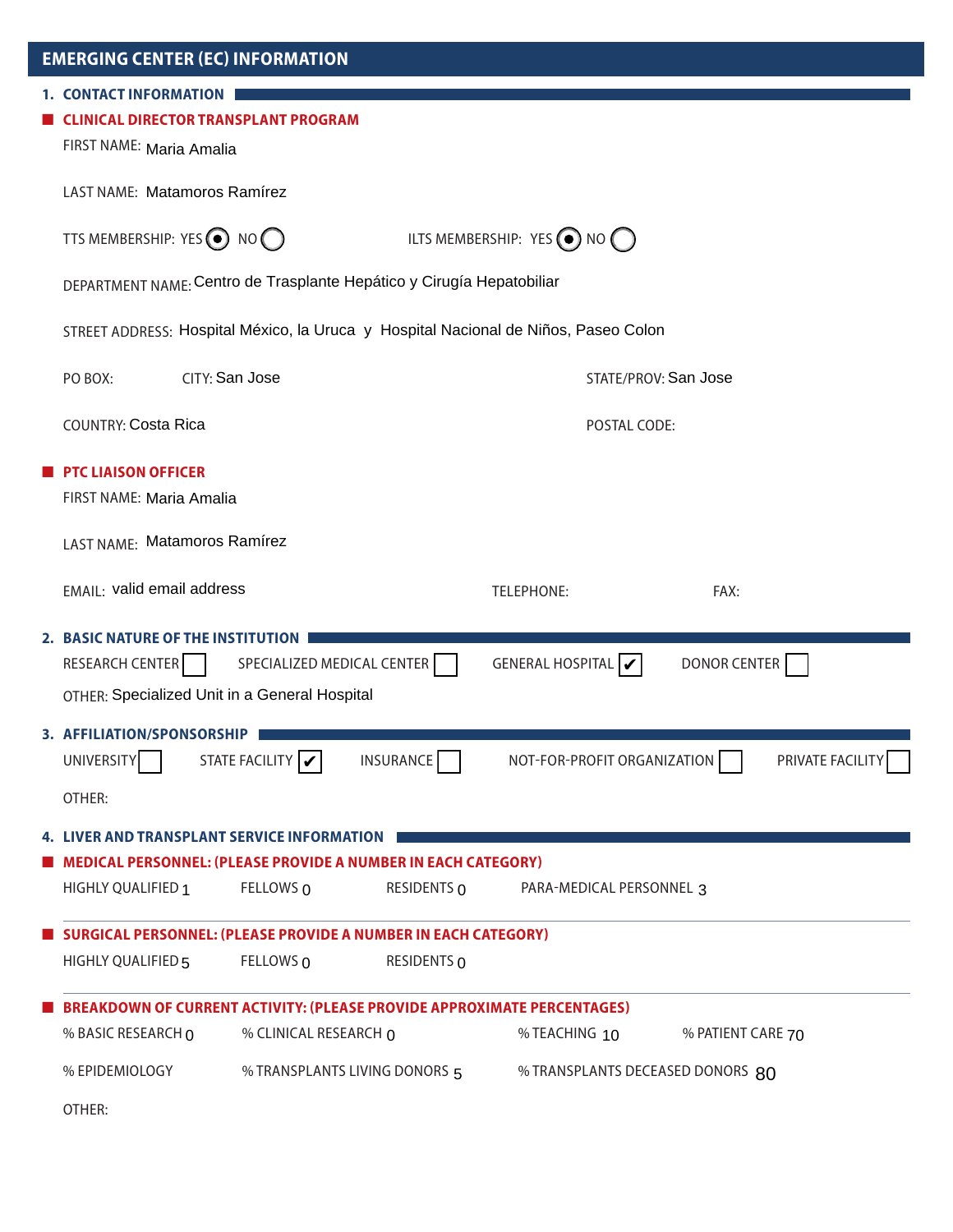## EMERGING CENTER (EC) INFORMATION

### 1. CONTACT INFORMATION

#### CLINICAL DIRECTOR TRANSPLANT PROGRAM

FIRST NAME: Maria Amalia

LAST NAME: Matamoros Ramírez

TTS MEMBERSHIP: YES (●) NO ( )        ILTS MEMBERSHIP: YES (●) NO ( )

DEPARTMENT NAME: Centro de Trasplante Hepático y Cirugía Hepatobiliar

STREET ADDRESS: Hospital México, la Uruca y Hospital Nacional de Niños, Paseo Colon

PO BOX:        CITY: San Jose        STATE/PROV: San Jose

COUNTRY: Costa Rica        POSTAL CODE:

#### PTC LIAISON OFFICER

FIRST NAME: Maria Amalia

LAST NAME: Matamoros Ramírez

EMAIL: valid email address        TELEPHONE:        FAX:

### 2. BASIC NATURE OF THE INSTITUTION

RESEARCH CENTER ☐    SPECIALIZED MEDICAL CENTER ☐    GENERAL HOSPITAL ☑    DONOR CENTER ☐

OTHER: Specialized Unit in a General Hospital

### 3. AFFILIATION/SPONSORSHIP

UNIVERSITY ☐    STATE FACILITY ☑    INSURANCE ☐    NOT-FOR-PROFIT ORGANIZATION ☐    PRIVATE FACILITY ☐

OTHER:

### 4. LIVER AND TRANSPLANT SERVICE INFORMATION

#### MEDICAL PERSONNEL: (PLEASE PROVIDE A NUMBER IN EACH CATEGORY)

HIGHLY QUALIFIED 1    FELLOWS 0    RESIDENTS 0    PARA-MEDICAL PERSONNEL 3

#### SURGICAL PERSONNEL: (PLEASE PROVIDE A NUMBER IN EACH CATEGORY)

HIGHLY QUALIFIED 5    FELLOWS 0    RESIDENTS 0

#### BREAKDOWN OF CURRENT ACTIVITY: (PLEASE PROVIDE APPROXIMATE PERCENTAGES)

% BASIC RESEARCH 0    % CLINICAL RESEARCH 0    % TEACHING 10    % PATIENT CARE 70

% EPIDEMIOLOGY    % TRANSPLANTS LIVING DONORS 5    % TRANSPLANTS DECEASED DONORS 80

OTHER: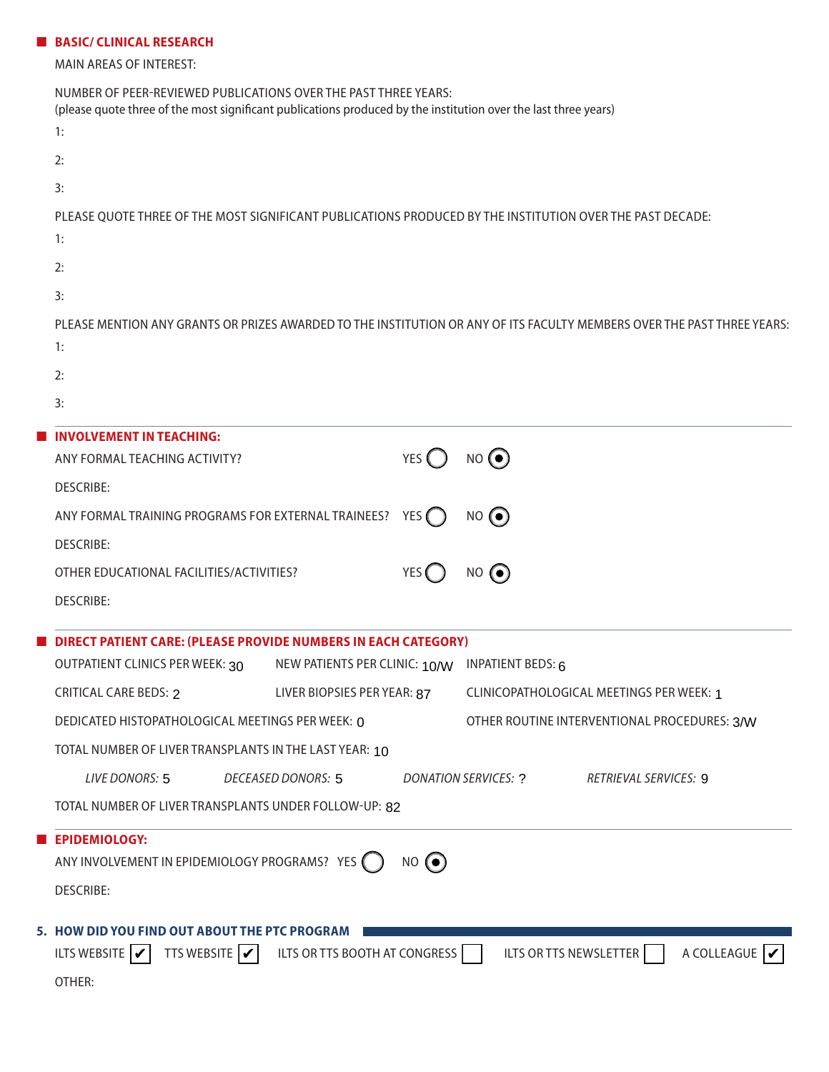## BASIC/ CLINICAL RESEARCH

MAIN AREAS OF INTEREST:

NUMBER OF PEER-REVIEWED PUBLICATIONS OVER THE PAST THREE YEARS:
(please quote three of the most significant publications produced by the institution over the last three years)

1:

2:

3:

PLEASE QUOTE THREE OF THE MOST SIGNIFICANT PUBLICATIONS PRODUCED BY THE INSTITUTION OVER THE PAST DECADE:

1:

2:

3:

PLEASE MENTION ANY GRANTS OR PRIZES AWARDED TO THE INSTITUTION OR ANY OF ITS FACULTY MEMBERS OVER THE PAST THREE YEARS:

1:

2:

3:

## INVOLVEMENT IN TEACHING:

ANY FORMAL TEACHING ACTIVITY? YES ○ NO ◉

DESCRIBE:

ANY FORMAL TRAINING PROGRAMS FOR EXTERNAL TRAINEES? YES ○ NO ◉

DESCRIBE:

OTHER EDUCATIONAL FACILITIES/ACTIVITIES? YES ○ NO ◉

DESCRIBE:

## DIRECT PATIENT CARE: (PLEASE PROVIDE NUMBERS IN EACH CATEGORY)

OUTPATIENT CLINICS PER WEEK: 30

NEW PATIENTS PER CLINIC: 10/W

INPATIENT BEDS: 6

CRITICAL CARE BEDS: 2

LIVER BIOPSIES PER YEAR: 87

CLINICOPATHOLOGICAL MEETINGS PER WEEK: 1

DEDICATED HISTOPATHOLOGICAL MEETINGS PER WEEK: 0

OTHER ROUTINE INTERVENTIONAL PROCEDURES: 3/W

TOTAL NUMBER OF LIVER TRANSPLANTS IN THE LAST YEAR: 10

*LIVE DONORS:* 5 *DECEASED DONORS:* 5 *DONATION SERVICES:* ? *RETRIEVAL SERVICES:* 9

TOTAL NUMBER OF LIVER TRANSPLANTS UNDER FOLLOW-UP: 82

## EPIDEMIOLOGY:

ANY INVOLVEMENT IN EPIDEMIOLOGY PROGRAMS? YES ○ NO ◉

DESCRIBE:

## 5. HOW DID YOU FIND OUT ABOUT THE PTC PROGRAM

ILTS WEBSITE ☑ TTS WEBSITE ☑ ILTS OR TTS BOOTH AT CONGRESS ☐ ILTS OR TTS NEWSLETTER ☐ A COLLEAGUE ☑

OTHER: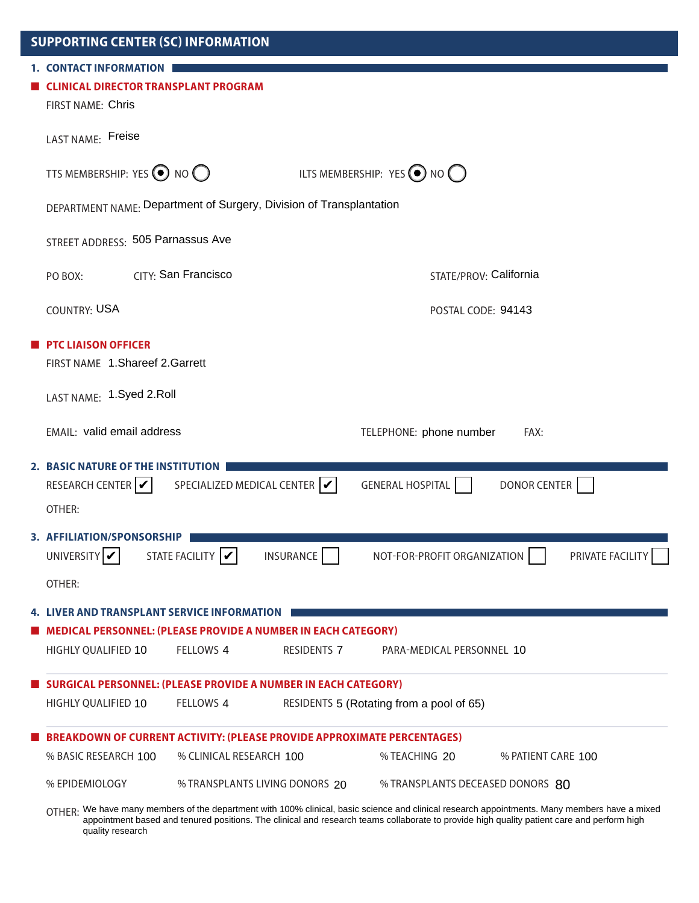## SUPPORTING CENTER (SC) INFORMATION

### 1. CONTACT INFORMATION

**CLINICAL DIRECTOR TRANSPLANT PROGRAM**

FIRST NAME: Chris

LAST NAME: Freise

TTS MEMBERSHIP: YES (●) NO ( )  ILTS MEMBERSHIP: YES (●) NO ( )

DEPARTMENT NAME: Department of Surgery, Division of Transplantation

STREET ADDRESS: 505 Parnassus Ave

PO BOX:  CITY: San Francisco  STATE/PROV: California

COUNTRY: USA  POSTAL CODE: 94143

**PTC LIAISON OFFICER**

FIRST NAME 1.Shareef 2.Garrett

LAST NAME: 1.Syed 2.Roll

EMAIL: valid email address  TELEPHONE: phone number  FAX:

### 2. BASIC NATURE OF THE INSTITUTION

RESEARCH CENTER ☑  SPECIALIZED MEDICAL CENTER ☑  GENERAL HOSPITAL ☐  DONOR CENTER ☐

OTHER:

### 3. AFFILIATION/SPONSORSHIP

UNIVERSITY ☑  STATE FACILITY ☑  INSURANCE ☐  NOT-FOR-PROFIT ORGANIZATION ☐  PRIVATE FACILITY ☐

OTHER:

### 4. LIVER AND TRANSPLANT SERVICE INFORMATION

**MEDICAL PERSONNEL: (PLEASE PROVIDE A NUMBER IN EACH CATEGORY)**

HIGHLY QUALIFIED 10  FELLOWS 4  RESIDENTS 7  PARA-MEDICAL PERSONNEL 10

**SURGICAL PERSONNEL: (PLEASE PROVIDE A NUMBER IN EACH CATEGORY)**

HIGHLY QUALIFIED 10  FELLOWS 4  RESIDENTS 5 (Rotating from a pool of 65)

**BREAKDOWN OF CURRENT ACTIVITY: (PLEASE PROVIDE APPROXIMATE PERCENTAGES)**

% BASIC RESEARCH 100  % CLINICAL RESEARCH 100  % TEACHING 20  % PATIENT CARE 100

% EPIDEMIOLOGY  % TRANSPLANTS LIVING DONORS 20  % TRANSPLANTS DECEASED DONORS 80

OTHER: We have many members of the department with 100% clinical, basic science and clinical research appointments. Many members have a mixed appointment based and tenured positions. The clinical and research teams collaborate to provide high quality patient care and perform high quality research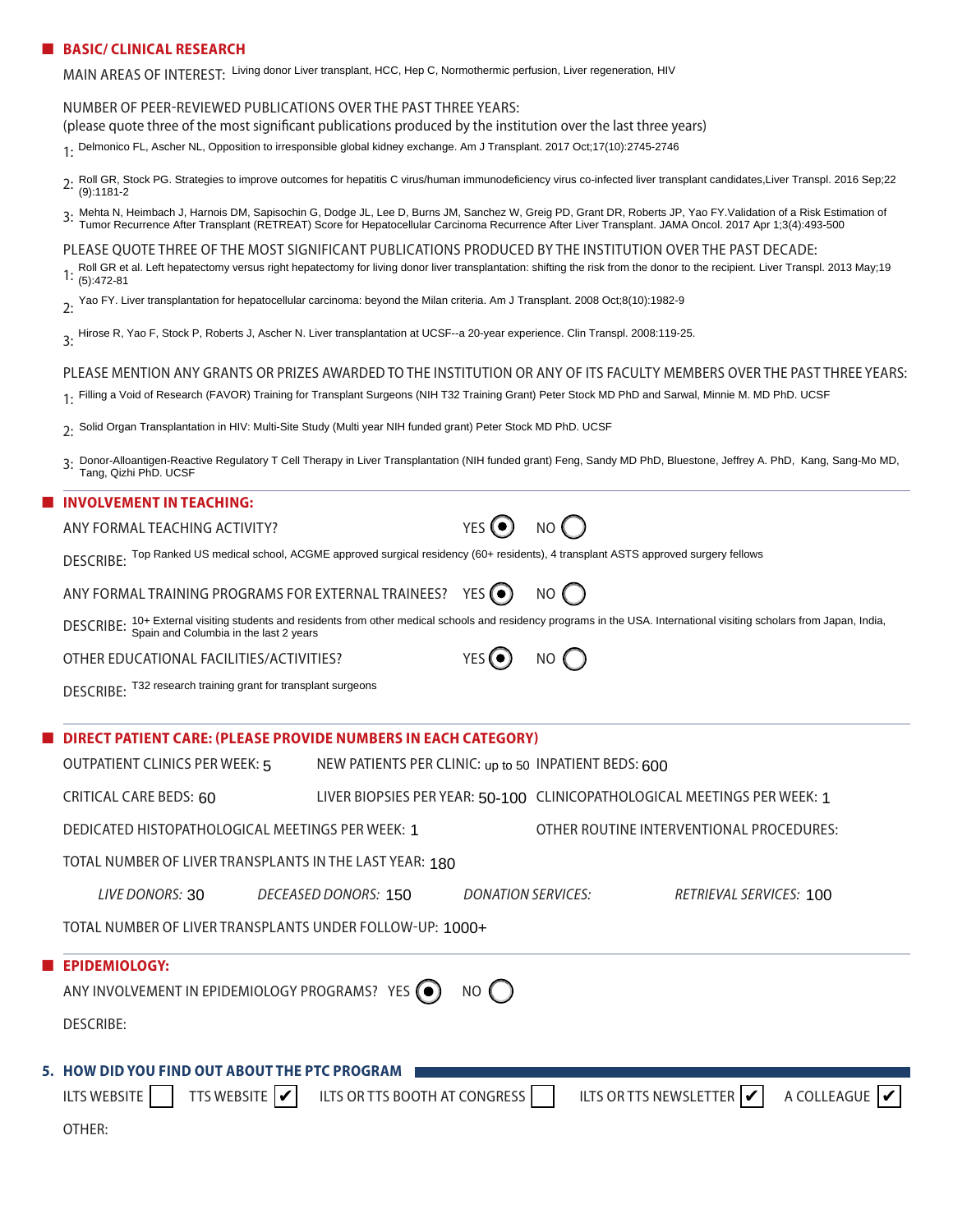## BASIC/ CLINICAL RESEARCH

MAIN AREAS OF INTEREST: Living donor Liver transplant, HCC, Hep C, Normothermic perfusion, Liver regeneration, HIV

NUMBER OF PEER-REVIEWED PUBLICATIONS OVER THE PAST THREE YEARS:
(please quote three of the most significant publications produced by the institution over the last three years)

1: Delmonico FL, Ascher NL, Opposition to irresponsible global kidney exchange. Am J Transplant. 2017 Oct;17(10):2745-2746

2: Roll GR, Stock PG. Strategies to improve outcomes for hepatitis C virus/human immunodeficiency virus co-infected liver transplant candidates,Liver Transpl. 2016 Sep;22 (9):1181-2

3: Mehta N, Heimbach J, Harnois DM, Sapisochin G, Dodge JL, Lee D, Burns JM, Sanchez W, Greig PD, Grant DR, Roberts JP, Yao FY.Validation of a Risk Estimation of Tumor Recurrence After Transplant (RETREAT) Score for Hepatocellular Carcinoma Recurrence After Liver Transplant. JAMA Oncol. 2017 Apr 1;3(4):493-500

PLEASE QUOTE THREE OF THE MOST SIGNIFICANT PUBLICATIONS PRODUCED BY THE INSTITUTION OVER THE PAST DECADE:

1: Roll GR et al. Left hepatectomy versus right hepatectomy for living donor liver transplantation: shifting the risk from the donor to the recipient. Liver Transpl. 2013 May;19 (5):472-81

2: Yao FY. Liver transplantation for hepatocellular carcinoma: beyond the Milan criteria. Am J Transplant. 2008 Oct;8(10):1982-9

3: Hirose R, Yao F, Stock P, Roberts J, Ascher N. Liver transplantation at UCSF--a 20-year experience. Clin Transpl. 2008:119-25.

PLEASE MENTION ANY GRANTS OR PRIZES AWARDED TO THE INSTITUTION OR ANY OF ITS FACULTY MEMBERS OVER THE PAST THREE YEARS:

1: Filling a Void of Research (FAVOR) Training for Transplant Surgeons (NIH T32 Training Grant) Peter Stock MD PhD and Sarwal, Minnie M. MD PhD. UCSF

2: Solid Organ Transplantation in HIV: Multi-Site Study (Multi year NIH funded grant) Peter Stock MD PhD. UCSF

3: Donor-Alloantigen-Reactive Regulatory T Cell Therapy in Liver Transplantation (NIH funded grant) Feng, Sandy MD PhD, Bluestone, Jeffrey A. PhD, Kang, Sang-Mo MD, Tang, Qizhi PhD. UCSF

## INVOLVEMENT IN TEACHING:

ANY FORMAL TEACHING ACTIVITY? YES (●) NO ( )

DESCRIBE: Top Ranked US medical school, ACGME approved surgical residency (60+ residents), 4 transplant ASTS approved surgery fellows

ANY FORMAL TRAINING PROGRAMS FOR EXTERNAL TRAINEES? YES (●) NO ( )

DESCRIBE: 10+ External visiting students and residents from other medical schools and residency programs in the USA. International visiting scholars from Japan, India, Spain and Columbia in the last 2 years

OTHER EDUCATIONAL FACILITIES/ACTIVITIES? YES (●) NO ( )

DESCRIBE: T32 research training grant for transplant surgeons

## DIRECT PATIENT CARE: (PLEASE PROVIDE NUMBERS IN EACH CATEGORY)

OUTPATIENT CLINICS PER WEEK: 5 NEW PATIENTS PER CLINIC: up to 50 INPATIENT BEDS: 600

CRITICAL CARE BEDS: 60 LIVER BIOPSIES PER YEAR: 50-100 CLINICOPATHOLOGICAL MEETINGS PER WEEK: 1

DEDICATED HISTOPATHOLOGICAL MEETINGS PER WEEK: 1 OTHER ROUTINE INTERVENTIONAL PROCEDURES:

TOTAL NUMBER OF LIVER TRANSPLANTS IN THE LAST YEAR: 180

*LIVE DONORS:* 30 *DECEASED DONORS:* 150 *DONATION SERVICES:* *RETRIEVAL SERVICES:* 100

TOTAL NUMBER OF LIVER TRANSPLANTS UNDER FOLLOW-UP: 1000+

## EPIDEMIOLOGY:

ANY INVOLVEMENT IN EPIDEMIOLOGY PROGRAMS? YES (●) NO ( )

DESCRIBE:

## 5. HOW DID YOU FIND OUT ABOUT THE PTC PROGRAM

ILTS WEBSITE ☐ TTS WEBSITE ☑ ILTS OR TTS BOOTH AT CONGRESS ☐ ILTS OR TTS NEWSLETTER ☑ A COLLEAGUE ☑

OTHER: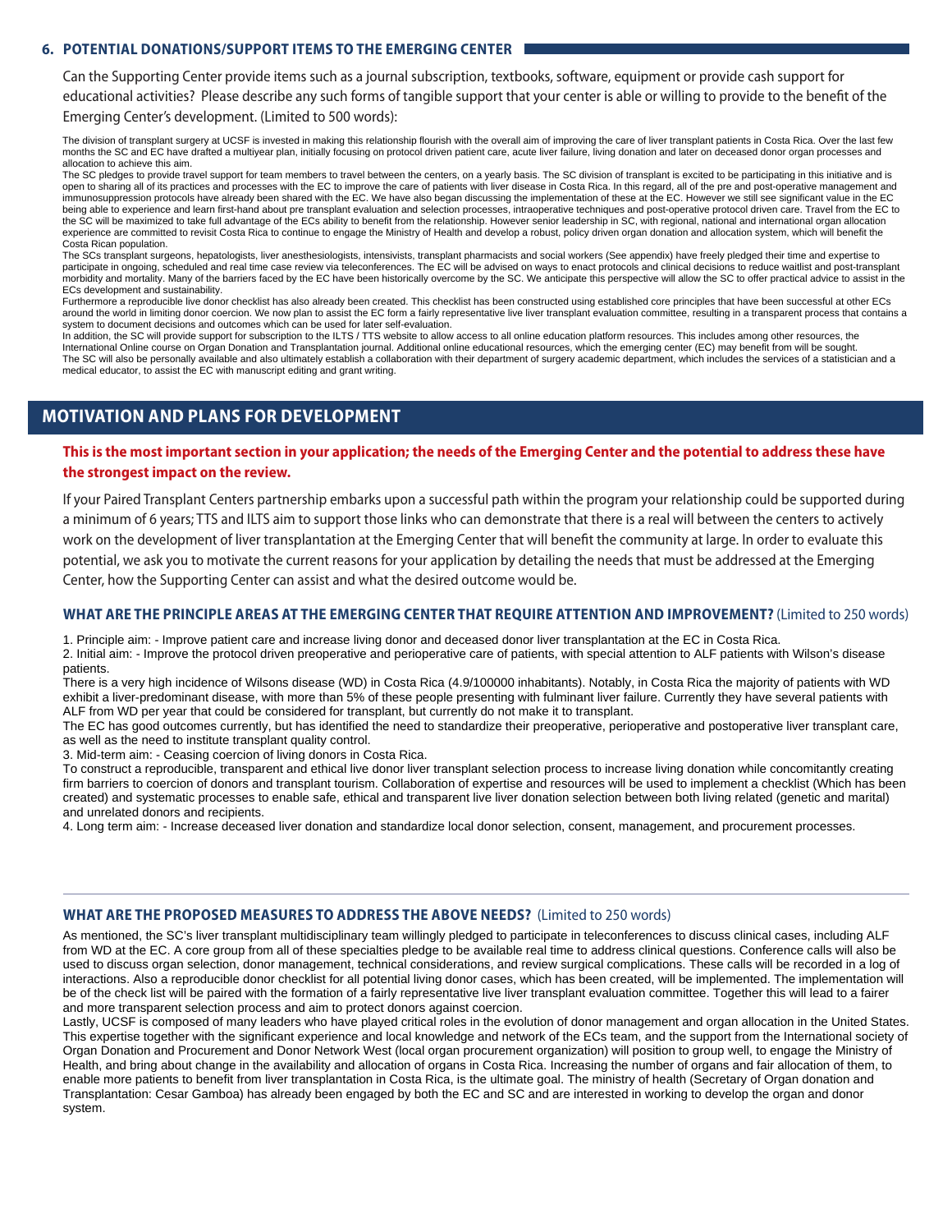## 6. POTENTIAL DONATIONS/SUPPORT ITEMS TO THE EMERGING CENTER

Can the Supporting Center provide items such as a journal subscription, textbooks, software, equipment or provide cash support for educational activities? Please describe any such forms of tangible support that your center is able or willing to provide to the benefit of the Emerging Center's development. (Limited to 500 words):

The division of transplant surgery at UCSF is invested in making this relationship flourish with the overall aim of improving the care of liver transplant patients in Costa Rica. Over the last few months the SC and EC have drafted a multiyear plan, initially focusing on protocol driven patient care, acute liver failure, living donation and later on deceased donor organ processes and allocation to achieve this aim.

The SC pledges to provide travel support for team members to travel between the centers, on a yearly basis. The SC division of transplant is excited to be participating in this initiative and is open to sharing all of its practices and processes with the EC to improve the care of patients with liver disease in Costa Rica. In this regard, all of the pre and post-operative management and immunosuppression protocols have already been shared with the EC. We have also began discussing the implementation of these at the EC. However we still see significant value in the EC being able to experience and learn first-hand about pre transplant evaluation and selection processes, intraoperative techniques and post-operative protocol driven care. Travel from the EC to the SC will be maximized to take full advantage of the ECs ability to benefit from the relationship. However senior leadership in SC, with regional, national and international organ allocation experience are committed to revisit Costa Rica to continue to engage the Ministry of Health and develop a robust, policy driven organ donation and allocation system, which will benefit the Costa Rican population.

The SCs transplant surgeons, hepatologists, liver anesthesiologists, intensivists, transplant pharmacists and social workers (See appendix) have freely pledged their time and expertise to participate in ongoing, scheduled and real time case review via teleconferences. The EC will be advised on ways to enact protocols and clinical decisions to reduce waitlist and post-transplant morbidity and mortality. Many of the barriers faced by the EC have been historically overcome by the SC. We anticipate this perspective will allow the SC to offer practical advice to assist in the ECs development and sustainability.

Furthermore a reproducible live donor checklist has also already been created. This checklist has been constructed using established core principles that have been successful at other ECs around the world in limiting donor coercion. We now plan to assist the EC form a fairly representative live liver transplant evaluation committee, resulting in a transparent process that contains a system to document decisions and outcomes which can be used for later self-evaluation.

In addition, the SC will provide support for subscription to the ILTS / TTS website to allow access to all online education platform resources. This includes among other resources, the International Online course on Organ Donation and Transplantation journal. Additional online educational resources, which the emerging center (EC) may benefit from will be sought.

The SC will also be personally available and also ultimately establish a collaboration with their department of surgery academic department, which includes the services of a statistician and a medical educator, to assist the EC with manuscript editing and grant writing.

## MOTIVATION AND PLANS FOR DEVELOPMENT

**This is the most important section in your application; the needs of the Emerging Center and the potential to address these have the strongest impact on the review.**

If your Paired Transplant Centers partnership embarks upon a successful path within the program your relationship could be supported during a minimum of 6 years; TTS and ILTS aim to support those links who can demonstrate that there is a real will between the centers to actively work on the development of liver transplantation at the Emerging Center that will benefit the community at large. In order to evaluate this potential, we ask you to motivate the current reasons for your application by detailing the needs that must be addressed at the Emerging Center, how the Supporting Center can assist and what the desired outcome would be.

### WHAT ARE THE PRINCIPLE AREAS AT THE EMERGING CENTER THAT REQUIRE ATTENTION AND IMPROVEMENT? (Limited to 250 words)

1. Principle aim: - Improve patient care and increase living donor and deceased donor liver transplantation at the EC in Costa Rica.
2. Initial aim: - Improve the protocol driven preoperative and perioperative care of patients, with special attention to ALF patients with Wilson's disease patients.

There is a very high incidence of Wilsons disease (WD) in Costa Rica (4.9/100000 inhabitants). Notably, in Costa Rica the majority of patients with WD exhibit a liver-predominant disease, with more than 5% of these people presenting with fulminant liver failure. Currently they have several patients with ALF from WD per year that could be considered for transplant, but currently do not make it to transplant.

The EC has good outcomes currently, but has identified the need to standardize their preoperative, perioperative and postoperative liver transplant care, as well as the need to institute transplant quality control.

3. Mid-term aim: - Ceasing coercion of living donors in Costa Rica.

To construct a reproducible, transparent and ethical live donor liver transplant selection process to increase living donation while concomitantly creating firm barriers to coercion of donors and transplant tourism. Collaboration of expertise and resources will be used to implement a checklist (Which has been created) and systematic processes to enable safe, ethical and transparent live liver donation selection between both living related (genetic and marital) and unrelated donors and recipients.

4. Long term aim: - Increase deceased liver donation and standardize local donor selection, consent, management, and procurement processes.

### WHAT ARE THE PROPOSED MEASURES TO ADDRESS THE ABOVE NEEDS? (Limited to 250 words)

As mentioned, the SC's liver transplant multidisciplinary team willingly pledged to participate in teleconferences to discuss clinical cases, including ALF from WD at the EC. A core group from all of these specialties pledge to be available real time to address clinical questions. Conference calls will also be used to discuss organ selection, donor management, technical considerations, and review surgical complications. These calls will be recorded in a log of interactions. Also a reproducible donor checklist for all potential living donor cases, which has been created, will be implemented. The implementation will be of the check list will be paired with the formation of a fairly representative live liver transplant evaluation committee. Together this will lead to a fairer and more transparent selection process and aim to protect donors against coercion.

Lastly, UCSF is composed of many leaders who have played critical roles in the evolution of donor management and organ allocation in the United States. This expertise together with the significant experience and local knowledge and network of the ECs team, and the support from the International society of Organ Donation and Procurement and Donor Network West (local organ procurement organization) will position to group well, to engage the Ministry of Health, and bring about change in the availability and allocation of organs in Costa Rica. Increasing the number of organs and fair allocation of them, to enable more patients to benefit from liver transplantation in Costa Rica, is the ultimate goal. The ministry of health (Secretary of Organ donation and Transplantation: Cesar Gamboa) has already been engaged by both the EC and SC and are interested in working to develop the organ and donor system.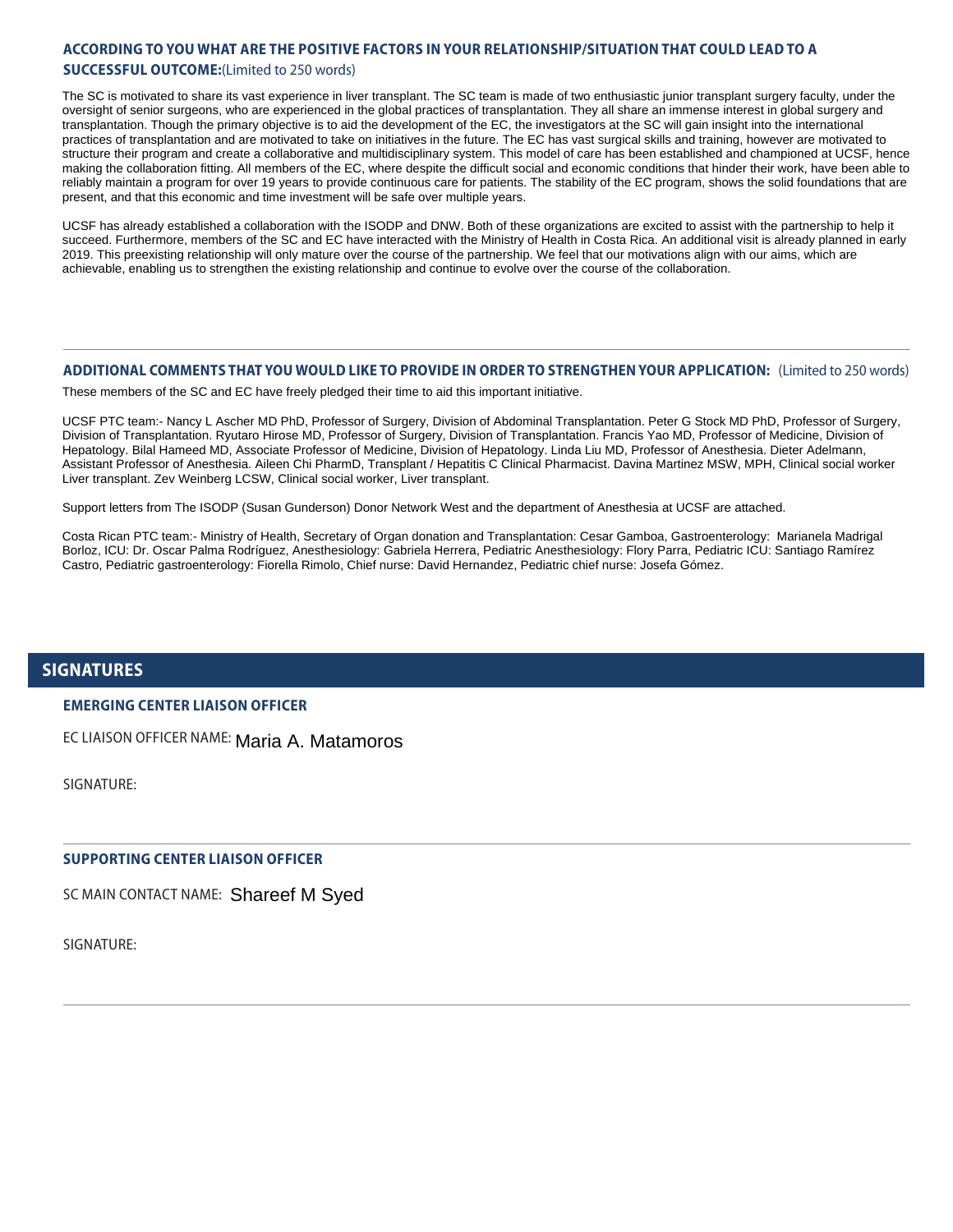### ACCORDING TO YOU WHAT ARE THE POSITIVE FACTORS IN YOUR RELATIONSHIP/SITUATION THAT COULD LEAD TO A SUCCESSFUL OUTCOME: (Limited to 250 words)

The SC is motivated to share its vast experience in liver transplant. The SC team is made of two enthusiastic junior transplant surgery faculty, under the oversight of senior surgeons, who are experienced in the global practices of transplantation. They all share an immense interest in global surgery and transplantation. Though the primary objective is to aid the development of the EC, the investigators at the SC will gain insight into the international practices of transplantation and are motivated to take on initiatives in the future. The EC has vast surgical skills and training, however are motivated to structure their program and create a collaborative and multidisciplinary system. This model of care has been established and championed at UCSF, hence making the collaboration fitting. All members of the EC, where despite the difficult social and economic conditions that hinder their work, have been able to reliably maintain a program for over 19 years to provide continuous care for patients. The stability of the EC program, shows the solid foundations that are present, and that this economic and time investment will be safe over multiple years.

UCSF has already established a collaboration with the ISODP and DNW. Both of these organizations are excited to assist with the partnership to help it succeed. Furthermore, members of the SC and EC have interacted with the Ministry of Health in Costa Rica. An additional visit is already planned in early 2019. This preexisting relationship will only mature over the course of the partnership. We feel that our motivations align with our aims, which are achievable, enabling us to strengthen the existing relationship and continue to evolve over the course of the collaboration.

### ADDITIONAL COMMENTS THAT YOU WOULD LIKE TO PROVIDE IN ORDER TO STRENGTHEN YOUR APPLICATION: (Limited to 250 words)

These members of the SC and EC have freely pledged their time to aid this important initiative.

UCSF PTC team:- Nancy L Ascher MD PhD, Professor of Surgery, Division of Abdominal Transplantation. Peter G Stock MD PhD, Professor of Surgery, Division of Transplantation. Ryutaro Hirose MD, Professor of Surgery, Division of Transplantation. Francis Yao MD, Professor of Medicine, Division of Hepatology. Bilal Hameed MD, Associate Professor of Medicine, Division of Hepatology. Linda Liu MD, Professor of Anesthesia. Dieter Adelmann, Assistant Professor of Anesthesia. Aileen Chi PharmD, Transplant / Hepatitis C Clinical Pharmacist. Davina Martinez MSW, MPH, Clinical social worker Liver transplant. Zev Weinberg LCSW, Clinical social worker, Liver transplant.

Support letters from The ISODP (Susan Gunderson) Donor Network West and the department of Anesthesia at UCSF are attached.

Costa Rican PTC team:- Ministry of Health, Secretary of Organ donation and Transplantation: Cesar Gamboa, Gastroenterology: Marianela Madrigal Borloz, ICU: Dr. Oscar Palma Rodríguez, Anesthesiology: Gabriela Herrera, Pediatric Anesthesiology: Flory Parra, Pediatric ICU: Santiago Ramírez Castro, Pediatric gastroenterology: Fiorella Rimolo, Chief nurse: David Hernandez, Pediatric chief nurse: Josefa Gómez.

## SIGNATURES

### EMERGING CENTER LIAISON OFFICER

EC LIAISON OFFICER NAME: Maria A. Matamoros

SIGNATURE:

### SUPPORTING CENTER LIAISON OFFICER

SC MAIN CONTACT NAME: Shareef M Syed

SIGNATURE: